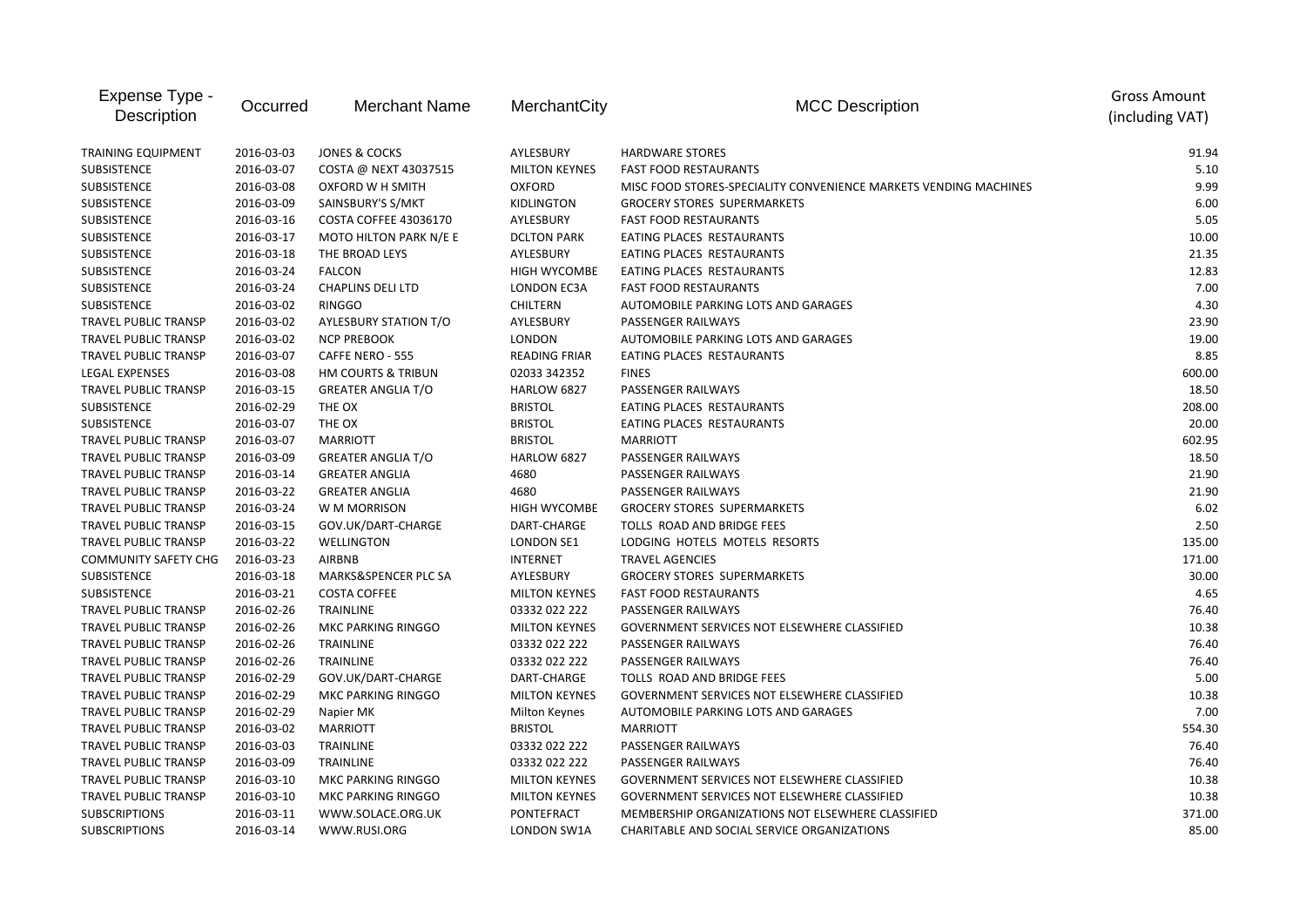| Expense Type - Description | Occurred | Merchant Name | MerchantCity | MCC Description | Gross Amount (including VAT) |
|---|---|---|---|---|---|
| TRAINING EQUIPMENT | 2016-03-03 | JONES & COCKS | AYLESBURY | HARDWARE STORES | 91.94 |
| SUBSISTENCE | 2016-03-07 | COSTA @ NEXT 43037515 | MILTON KEYNES | FAST FOOD RESTAURANTS | 5.10 |
| SUBSISTENCE | 2016-03-08 | OXFORD W H SMITH | OXFORD | MISC FOOD STORES-SPECIALITY CONVENIENCE MARKETS VENDING MACHINES | 9.99 |
| SUBSISTENCE | 2016-03-09 | SAINSBURY'S S/MKT | KIDLINGTON | GROCERY STORES SUPERMARKETS | 6.00 |
| SUBSISTENCE | 2016-03-16 | COSTA COFFEE 43036170 | AYLESBURY | FAST FOOD RESTAURANTS | 5.05 |
| SUBSISTENCE | 2016-03-17 | MOTO HILTON PARK N/E E | DCLTON PARK | EATING PLACES RESTAURANTS | 10.00 |
| SUBSISTENCE | 2016-03-18 | THE BROAD LEYS | AYLESBURY | EATING PLACES RESTAURANTS | 21.35 |
| SUBSISTENCE | 2016-03-24 | FALCON | HIGH WYCOMBE | EATING PLACES RESTAURANTS | 12.83 |
| SUBSISTENCE | 2016-03-24 | CHAPLINS DELI LTD | LONDON EC3A | FAST FOOD RESTAURANTS | 7.00 |
| SUBSISTENCE | 2016-03-02 | RINGGO | CHILTERN | AUTOMOBILE PARKING LOTS AND GARAGES | 4.30 |
| TRAVEL PUBLIC TRANSP | 2016-03-02 | AYLESBURY STATION T/O | AYLESBURY | PASSENGER RAILWAYS | 23.90 |
| TRAVEL PUBLIC TRANSP | 2016-03-02 | NCP PREBOOK | LONDON | AUTOMOBILE PARKING LOTS AND GARAGES | 19.00 |
| TRAVEL PUBLIC TRANSP | 2016-03-07 | CAFFE NERO - 555 | READING FRIAR | EATING PLACES RESTAURANTS | 8.85 |
| LEGAL EXPENSES | 2016-03-08 | HM COURTS & TRIBUN | 02033 342352 | FINES | 600.00 |
| TRAVEL PUBLIC TRANSP | 2016-03-15 | GREATER ANGLIA T/O | HARLOW 6827 | PASSENGER RAILWAYS | 18.50 |
| SUBSISTENCE | 2016-02-29 | THE OX | BRISTOL | EATING PLACES RESTAURANTS | 208.00 |
| SUBSISTENCE | 2016-03-07 | THE OX | BRISTOL | EATING PLACES RESTAURANTS | 20.00 |
| TRAVEL PUBLIC TRANSP | 2016-03-07 | MARRIOTT | BRISTOL | MARRIOTT | 602.95 |
| TRAVEL PUBLIC TRANSP | 2016-03-09 | GREATER ANGLIA T/O | HARLOW 6827 | PASSENGER RAILWAYS | 18.50 |
| TRAVEL PUBLIC TRANSP | 2016-03-14 | GREATER ANGLIA | 4680 | PASSENGER RAILWAYS | 21.90 |
| TRAVEL PUBLIC TRANSP | 2016-03-22 | GREATER ANGLIA | 4680 | PASSENGER RAILWAYS | 21.90 |
| TRAVEL PUBLIC TRANSP | 2016-03-24 | W M MORRISON | HIGH WYCOMBE | GROCERY STORES SUPERMARKETS | 6.02 |
| TRAVEL PUBLIC TRANSP | 2016-03-15 | GOV.UK/DART-CHARGE | DART-CHARGE | TOLLS ROAD AND BRIDGE FEES | 2.50 |
| TRAVEL PUBLIC TRANSP | 2016-03-22 | WELLINGTON | LONDON SE1 | LODGING HOTELS MOTELS RESORTS | 135.00 |
| COMMUNITY SAFETY CHG | 2016-03-23 | AIRBNB | INTERNET | TRAVEL AGENCIES | 171.00 |
| SUBSISTENCE | 2016-03-18 | MARKS&SPENCER PLC SA | AYLESBURY | GROCERY STORES SUPERMARKETS | 30.00 |
| SUBSISTENCE | 2016-03-21 | COSTA COFFEE | MILTON KEYNES | FAST FOOD RESTAURANTS | 4.65 |
| TRAVEL PUBLIC TRANSP | 2016-02-26 | TRAINLINE | 03332 022 222 | PASSENGER RAILWAYS | 76.40 |
| TRAVEL PUBLIC TRANSP | 2016-02-26 | MKC PARKING RINGGO | MILTON KEYNES | GOVERNMENT SERVICES NOT ELSEWHERE CLASSIFIED | 10.38 |
| TRAVEL PUBLIC TRANSP | 2016-02-26 | TRAINLINE | 03332 022 222 | PASSENGER RAILWAYS | 76.40 |
| TRAVEL PUBLIC TRANSP | 2016-02-26 | TRAINLINE | 03332 022 222 | PASSENGER RAILWAYS | 76.40 |
| TRAVEL PUBLIC TRANSP | 2016-02-29 | GOV.UK/DART-CHARGE | DART-CHARGE | TOLLS ROAD AND BRIDGE FEES | 5.00 |
| TRAVEL PUBLIC TRANSP | 2016-02-29 | MKC PARKING RINGGO | MILTON KEYNES | GOVERNMENT SERVICES NOT ELSEWHERE CLASSIFIED | 10.38 |
| TRAVEL PUBLIC TRANSP | 2016-02-29 | Napier MK | Milton Keynes | AUTOMOBILE PARKING LOTS AND GARAGES | 7.00 |
| TRAVEL PUBLIC TRANSP | 2016-03-02 | MARRIOTT | BRISTOL | MARRIOTT | 554.30 |
| TRAVEL PUBLIC TRANSP | 2016-03-03 | TRAINLINE | 03332 022 222 | PASSENGER RAILWAYS | 76.40 |
| TRAVEL PUBLIC TRANSP | 2016-03-09 | TRAINLINE | 03332 022 222 | PASSENGER RAILWAYS | 76.40 |
| TRAVEL PUBLIC TRANSP | 2016-03-10 | MKC PARKING RINGGO | MILTON KEYNES | GOVERNMENT SERVICES NOT ELSEWHERE CLASSIFIED | 10.38 |
| TRAVEL PUBLIC TRANSP | 2016-03-10 | MKC PARKING RINGGO | MILTON KEYNES | GOVERNMENT SERVICES NOT ELSEWHERE CLASSIFIED | 10.38 |
| SUBSCRIPTIONS | 2016-03-11 | WWW.SOLACE.ORG.UK | PONTEFRACT | MEMBERSHIP ORGANIZATIONS NOT ELSEWHERE CLASSIFIED | 371.00 |
| SUBSCRIPTIONS | 2016-03-14 | WWW.RUSI.ORG | LONDON SW1A | CHARITABLE AND SOCIAL SERVICE ORGANIZATIONS | 85.00 |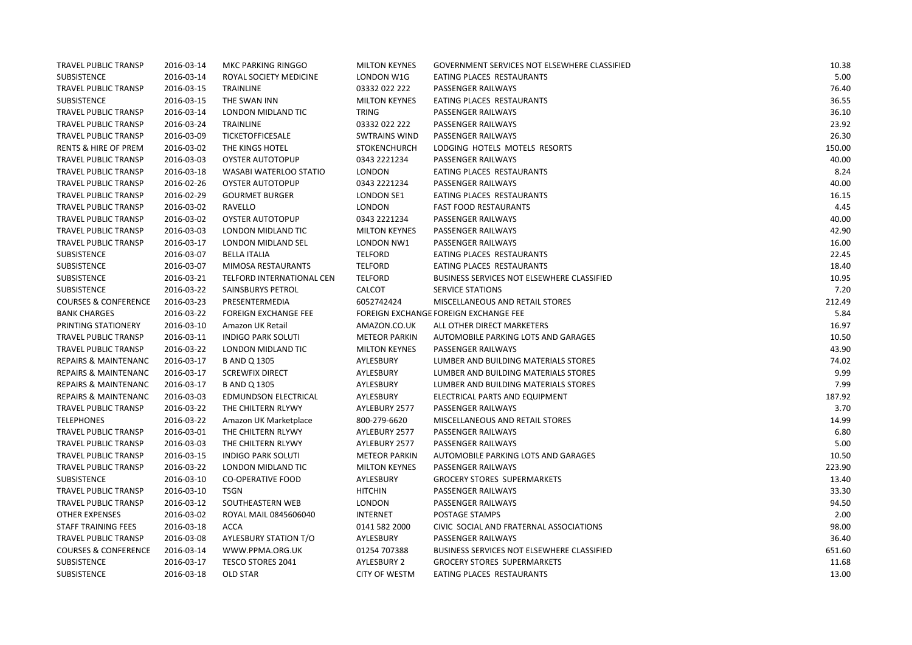| | | | | | |
|---|---|---|---|---|---|
| TRAVEL PUBLIC TRANSP | 2016-03-14 | MKC PARKING RINGGO | MILTON KEYNES | GOVERNMENT SERVICES NOT ELSEWHERE CLASSIFIED | 10.38 |
| SUBSISTENCE | 2016-03-14 | ROYAL SOCIETY MEDICINE | LONDON W1G | EATING PLACES RESTAURANTS | 5.00 |
| TRAVEL PUBLIC TRANSP | 2016-03-15 | TRAINLINE | 03332 022 222 | PASSENGER RAILWAYS | 76.40 |
| SUBSISTENCE | 2016-03-15 | THE SWAN INN | MILTON KEYNES | EATING PLACES RESTAURANTS | 36.55 |
| TRAVEL PUBLIC TRANSP | 2016-03-14 | LONDON MIDLAND TIC | TRING | PASSENGER RAILWAYS | 36.10 |
| TRAVEL PUBLIC TRANSP | 2016-03-24 | TRAINLINE | 03332 022 222 | PASSENGER RAILWAYS | 23.92 |
| TRAVEL PUBLIC TRANSP | 2016-03-09 | TICKETOFFICESALE | SWTRAINS WIND | PASSENGER RAILWAYS | 26.30 |
| RENTS & HIRE OF PREM | 2016-03-02 | THE KINGS HOTEL | STOKENCHURCH | LODGING HOTELS MOTELS RESORTS | 150.00 |
| TRAVEL PUBLIC TRANSP | 2016-03-03 | OYSTER AUTOTOPUP | 0343 2221234 | PASSENGER RAILWAYS | 40.00 |
| TRAVEL PUBLIC TRANSP | 2016-03-18 | WASABI WATERLOO STATIO | LONDON | EATING PLACES RESTAURANTS | 8.24 |
| TRAVEL PUBLIC TRANSP | 2016-02-26 | OYSTER AUTOTOPUP | 0343 2221234 | PASSENGER RAILWAYS | 40.00 |
| TRAVEL PUBLIC TRANSP | 2016-02-29 | GOURMET BURGER | LONDON SE1 | EATING PLACES RESTAURANTS | 16.15 |
| TRAVEL PUBLIC TRANSP | 2016-03-02 | RAVELLO | LONDON | FAST FOOD RESTAURANTS | 4.45 |
| TRAVEL PUBLIC TRANSP | 2016-03-02 | OYSTER AUTOTOPUP | 0343 2221234 | PASSENGER RAILWAYS | 40.00 |
| TRAVEL PUBLIC TRANSP | 2016-03-03 | LONDON MIDLAND TIC | MILTON KEYNES | PASSENGER RAILWAYS | 42.90 |
| TRAVEL PUBLIC TRANSP | 2016-03-17 | LONDON MIDLAND SEL | LONDON NW1 | PASSENGER RAILWAYS | 16.00 |
| SUBSISTENCE | 2016-03-07 | BELLA ITALIA | TELFORD | EATING PLACES RESTAURANTS | 22.45 |
| SUBSISTENCE | 2016-03-07 | MIMOSA RESTAURANTS | TELFORD | EATING PLACES RESTAURANTS | 18.40 |
| SUBSISTENCE | 2016-03-21 | TELFORD INTERNATIONAL CEN | TELFORD | BUSINESS SERVICES NOT ELSEWHERE CLASSIFIED | 10.95 |
| SUBSISTENCE | 2016-03-22 | SAINSBURYS PETROL | CALCOT | SERVICE STATIONS | 7.20 |
| COURSES & CONFERENCE | 2016-03-23 | PRESENTERMEDIA | 6052742424 | MISCELLANEOUS AND RETAIL STORES | 212.49 |
| BANK CHARGES | 2016-03-22 | FOREIGN EXCHANGE FEE | FOREIGN EXCHANGE | FOREIGN EXCHANGE FEE | 5.84 |
| PRINTING STATIONERY | 2016-03-10 | Amazon UK Retail | AMAZON.CO.UK | ALL OTHER DIRECT MARKETERS | 16.97 |
| TRAVEL PUBLIC TRANSP | 2016-03-11 | INDIGO PARK SOLUTI | METEOR PARKIN | AUTOMOBILE PARKING LOTS AND GARAGES | 10.50 |
| TRAVEL PUBLIC TRANSP | 2016-03-22 | LONDON MIDLAND TIC | MILTON KEYNES | PASSENGER RAILWAYS | 43.90 |
| REPAIRS & MAINTENANC | 2016-03-17 | B AND Q 1305 | AYLESBURY | LUMBER AND BUILDING MATERIALS STORES | 74.02 |
| REPAIRS & MAINTENANC | 2016-03-17 | SCREWFIX DIRECT | AYLESBURY | LUMBER AND BUILDING MATERIALS STORES | 9.99 |
| REPAIRS & MAINTENANC | 2016-03-17 | B AND Q 1305 | AYLESBURY | LUMBER AND BUILDING MATERIALS STORES | 7.99 |
| REPAIRS & MAINTENANC | 2016-03-03 | EDMUNDSON ELECTRICAL | AYLESBURY | ELECTRICAL PARTS AND EQUIPMENT | 187.92 |
| TRAVEL PUBLIC TRANSP | 2016-03-22 | THE CHILTERN RLYWY | AYLEBURY 2577 | PASSENGER RAILWAYS | 3.70 |
| TELEPHONES | 2016-03-22 | Amazon UK Marketplace | 800-279-6620 | MISCELLANEOUS AND RETAIL STORES | 14.99 |
| TRAVEL PUBLIC TRANSP | 2016-03-01 | THE CHILTERN RLYWY | AYLEBURY 2577 | PASSENGER RAILWAYS | 6.80 |
| TRAVEL PUBLIC TRANSP | 2016-03-03 | THE CHILTERN RLYWY | AYLEBURY 2577 | PASSENGER RAILWAYS | 5.00 |
| TRAVEL PUBLIC TRANSP | 2016-03-15 | INDIGO PARK SOLUTI | METEOR PARKIN | AUTOMOBILE PARKING LOTS AND GARAGES | 10.50 |
| TRAVEL PUBLIC TRANSP | 2016-03-22 | LONDON MIDLAND TIC | MILTON KEYNES | PASSENGER RAILWAYS | 223.90 |
| SUBSISTENCE | 2016-03-10 | CO-OPERATIVE FOOD | AYLESBURY | GROCERY STORES SUPERMARKETS | 13.40 |
| TRAVEL PUBLIC TRANSP | 2016-03-10 | TSGN | HITCHIN | PASSENGER RAILWAYS | 33.30 |
| TRAVEL PUBLIC TRANSP | 2016-03-12 | SOUTHEASTERN WEB | LONDON | PASSENGER RAILWAYS | 94.50 |
| OTHER EXPENSES | 2016-03-02 | ROYAL MAIL 0845606040 | INTERNET | POSTAGE STAMPS | 2.00 |
| STAFF TRAINING FEES | 2016-03-18 | ACCA | 0141 582 2000 | CIVIC SOCIAL AND FRATERNAL ASSOCIATIONS | 98.00 |
| TRAVEL PUBLIC TRANSP | 2016-03-08 | AYLESBURY STATION T/O | AYLESBURY | PASSENGER RAILWAYS | 36.40 |
| COURSES & CONFERENCE | 2016-03-14 | WWW.PPMA.ORG.UK | 01254 707388 | BUSINESS SERVICES NOT ELSEWHERE CLASSIFIED | 651.60 |
| SUBSISTENCE | 2016-03-17 | TESCO STORES 2041 | AYLESBURY 2 | GROCERY STORES SUPERMARKETS | 11.68 |
| SUBSISTENCE | 2016-03-18 | OLD STAR | CITY OF WESTM | EATING PLACES RESTAURANTS | 13.00 |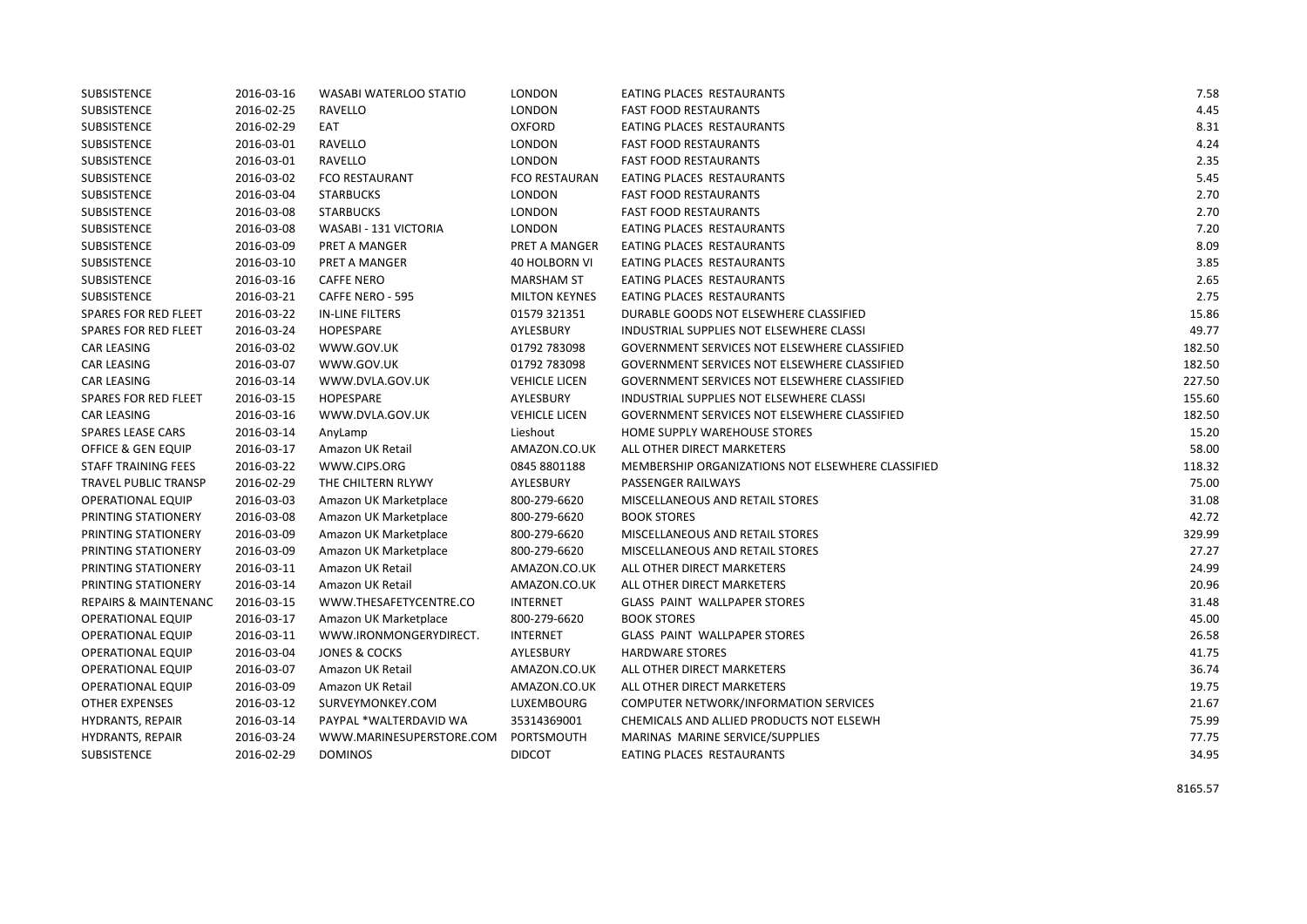| | | | | | |
|---|---|---|---|---|---|
| SUBSISTENCE | 2016-03-16 | WASABI WATERLOO STATIO | LONDON | EATING PLACES RESTAURANTS | 7.58 |
| SUBSISTENCE | 2016-02-25 | RAVELLO | LONDON | FAST FOOD RESTAURANTS | 4.45 |
| SUBSISTENCE | 2016-02-29 | EAT | OXFORD | EATING PLACES RESTAURANTS | 8.31 |
| SUBSISTENCE | 2016-03-01 | RAVELLO | LONDON | FAST FOOD RESTAURANTS | 4.24 |
| SUBSISTENCE | 2016-03-01 | RAVELLO | LONDON | FAST FOOD RESTAURANTS | 2.35 |
| SUBSISTENCE | 2016-03-02 | FCO RESTAURANT | FCO RESTAURAN | EATING PLACES RESTAURANTS | 5.45 |
| SUBSISTENCE | 2016-03-04 | STARBUCKS | LONDON | FAST FOOD RESTAURANTS | 2.70 |
| SUBSISTENCE | 2016-03-08 | STARBUCKS | LONDON | FAST FOOD RESTAURANTS | 2.70 |
| SUBSISTENCE | 2016-03-08 | WASABI - 131 VICTORIA | LONDON | EATING PLACES RESTAURANTS | 7.20 |
| SUBSISTENCE | 2016-03-09 | PRET A MANGER | PRET A MANGER | EATING PLACES RESTAURANTS | 8.09 |
| SUBSISTENCE | 2016-03-10 | PRET A MANGER | 40 HOLBORN VI | EATING PLACES RESTAURANTS | 3.85 |
| SUBSISTENCE | 2016-03-16 | CAFFE NERO | MARSHAM ST | EATING PLACES RESTAURANTS | 2.65 |
| SUBSISTENCE | 2016-03-21 | CAFFE NERO - 595 | MILTON KEYNES | EATING PLACES RESTAURANTS | 2.75 |
| SPARES FOR RED FLEET | 2016-03-22 | IN-LINE FILTERS | 01579 321351 | DURABLE GOODS NOT ELSEWHERE CLASSIFIED | 15.86 |
| SPARES FOR RED FLEET | 2016-03-24 | HOPESPARE | AYLESBURY | INDUSTRIAL SUPPLIES NOT ELSEWHERE CLASSI | 49.77 |
| CAR LEASING | 2016-03-02 | WWW.GOV.UK | 01792 783098 | GOVERNMENT SERVICES NOT ELSEWHERE CLASSIFIED | 182.50 |
| CAR LEASING | 2016-03-07 | WWW.GOV.UK | 01792 783098 | GOVERNMENT SERVICES NOT ELSEWHERE CLASSIFIED | 182.50 |
| CAR LEASING | 2016-03-14 | WWW.DVLA.GOV.UK | VEHICLE LICEN | GOVERNMENT SERVICES NOT ELSEWHERE CLASSIFIED | 227.50 |
| SPARES FOR RED FLEET | 2016-03-15 | HOPESPARE | AYLESBURY | INDUSTRIAL SUPPLIES NOT ELSEWHERE CLASSI | 155.60 |
| CAR LEASING | 2016-03-16 | WWW.DVLA.GOV.UK | VEHICLE LICEN | GOVERNMENT SERVICES NOT ELSEWHERE CLASSIFIED | 182.50 |
| SPARES LEASE CARS | 2016-03-14 | AnyLamp | Lieshout | HOME SUPPLY WAREHOUSE STORES | 15.20 |
| OFFICE & GEN EQUIP | 2016-03-17 | Amazon UK Retail | AMAZON.CO.UK | ALL OTHER DIRECT MARKETERS | 58.00 |
| STAFF TRAINING FEES | 2016-03-22 | WWW.CIPS.ORG | 0845 8801188 | MEMBERSHIP ORGANIZATIONS NOT ELSEWHERE CLASSIFIED | 118.32 |
| TRAVEL PUBLIC TRANSP | 2016-02-29 | THE CHILTERN RLYWY | AYLESBURY | PASSENGER RAILWAYS | 75.00 |
| OPERATIONAL EQUIP | 2016-03-03 | Amazon UK Marketplace | 800-279-6620 | MISCELLANEOUS AND RETAIL STORES | 31.08 |
| PRINTING STATIONERY | 2016-03-08 | Amazon UK Marketplace | 800-279-6620 | BOOK STORES | 42.72 |
| PRINTING STATIONERY | 2016-03-09 | Amazon UK Marketplace | 800-279-6620 | MISCELLANEOUS AND RETAIL STORES | 329.99 |
| PRINTING STATIONERY | 2016-03-09 | Amazon UK Marketplace | 800-279-6620 | MISCELLANEOUS AND RETAIL STORES | 27.27 |
| PRINTING STATIONERY | 2016-03-11 | Amazon UK Retail | AMAZON.CO.UK | ALL OTHER DIRECT MARKETERS | 24.99 |
| PRINTING STATIONERY | 2016-03-14 | Amazon UK Retail | AMAZON.CO.UK | ALL OTHER DIRECT MARKETERS | 20.96 |
| REPAIRS & MAINTENANC | 2016-03-15 | WWW.THESAFETYCENTRE.CO | INTERNET | GLASS PAINT WALLPAPER STORES | 31.48 |
| OPERATIONAL EQUIP | 2016-03-17 | Amazon UK Marketplace | 800-279-6620 | BOOK STORES | 45.00 |
| OPERATIONAL EQUIP | 2016-03-11 | WWW.IRONMONGERYDIRECT. | INTERNET | GLASS PAINT WALLPAPER STORES | 26.58 |
| OPERATIONAL EQUIP | 2016-03-04 | JONES & COCKS | AYLESBURY | HARDWARE STORES | 41.75 |
| OPERATIONAL EQUIP | 2016-03-07 | Amazon UK Retail | AMAZON.CO.UK | ALL OTHER DIRECT MARKETERS | 36.74 |
| OPERATIONAL EQUIP | 2016-03-09 | Amazon UK Retail | AMAZON.CO.UK | ALL OTHER DIRECT MARKETERS | 19.75 |
| OTHER EXPENSES | 2016-03-12 | SURVEYMONKEY.COM | LUXEMBOURG | COMPUTER NETWORK/INFORMATION SERVICES | 21.67 |
| HYDRANTS, REPAIR | 2016-03-14 | PAYPAL *WALTERDAVID WA | 35314369001 | CHEMICALS AND ALLIED PRODUCTS NOT ELSEWH | 75.99 |
| HYDRANTS, REPAIR | 2016-03-24 | WWW.MARINESUPERSTORE.COM | PORTSMOUTH | MARINAS MARINE SERVICE/SUPPLIES | 77.75 |
| SUBSISTENCE | 2016-02-29 | DOMINOS | DIDCOT | EATING PLACES RESTAURANTS | 34.95 |
| | | | | | 8165.57 |